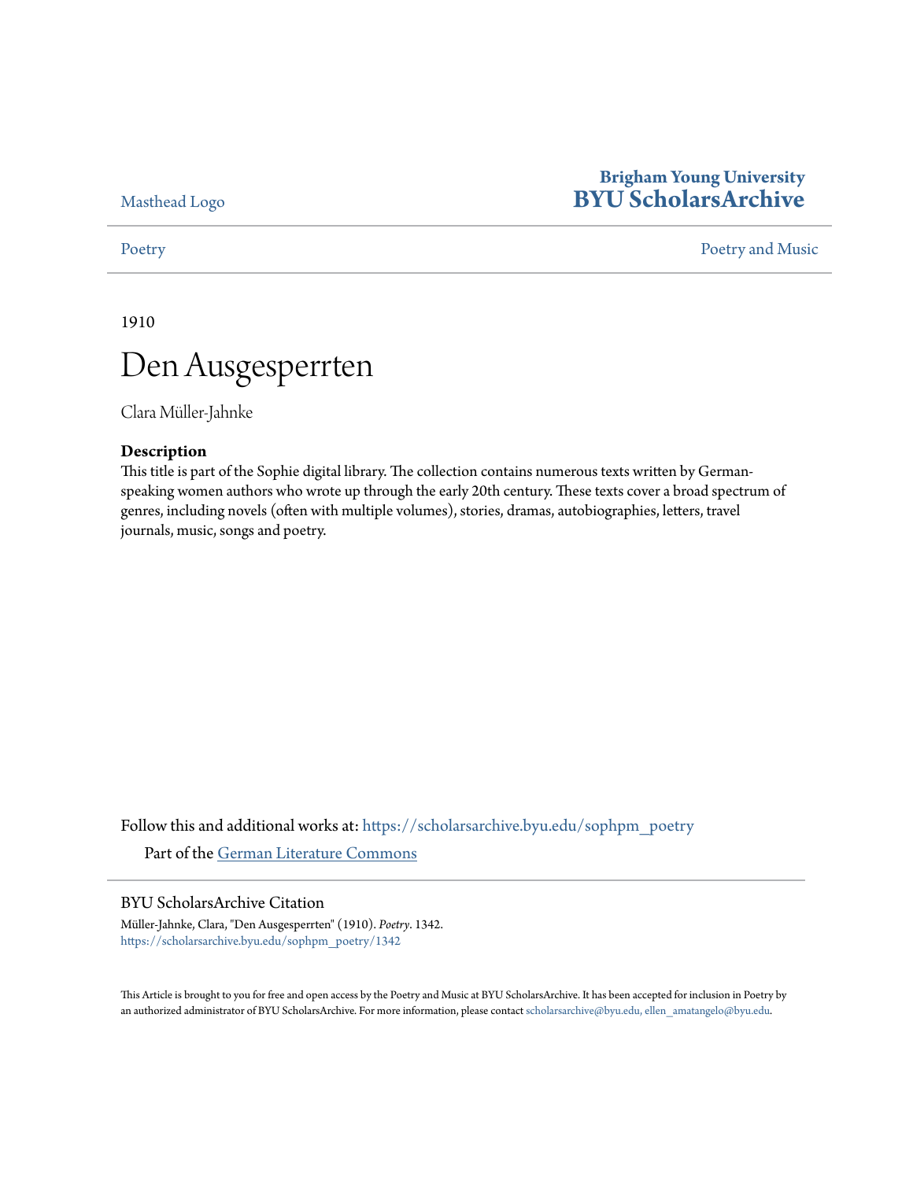Masthead Logo

**Brigham Young University**
**BYU ScholarsArchive**

Poetry | Poetry and Music

1910

# Den Ausgesperrten

Clara Müller-Jahnke

**Description**

This title is part of the Sophie digital library. The collection contains numerous texts written by German-speaking women authors who wrote up through the early 20th century. These texts cover a broad spectrum of genres, including novels (often with multiple volumes), stories, dramas, autobiographies, letters, travel journals, music, songs and poetry.

Follow this and additional works at: https://scholarsarchive.byu.edu/sophpm_poetry

Part of the German Literature Commons

BYU ScholarsArchive Citation

Müller-Jahnke, Clara, "Den Ausgesperrten" (1910). *Poetry*. 1342.
https://scholarsarchive.byu.edu/sophpm_poetry/1342

This Article is brought to you for free and open access by the Poetry and Music at BYU ScholarsArchive. It has been accepted for inclusion in Poetry by an authorized administrator of BYU ScholarsArchive. For more information, please contact scholarsarchive@byu.edu, ellen_amatangelo@byu.edu.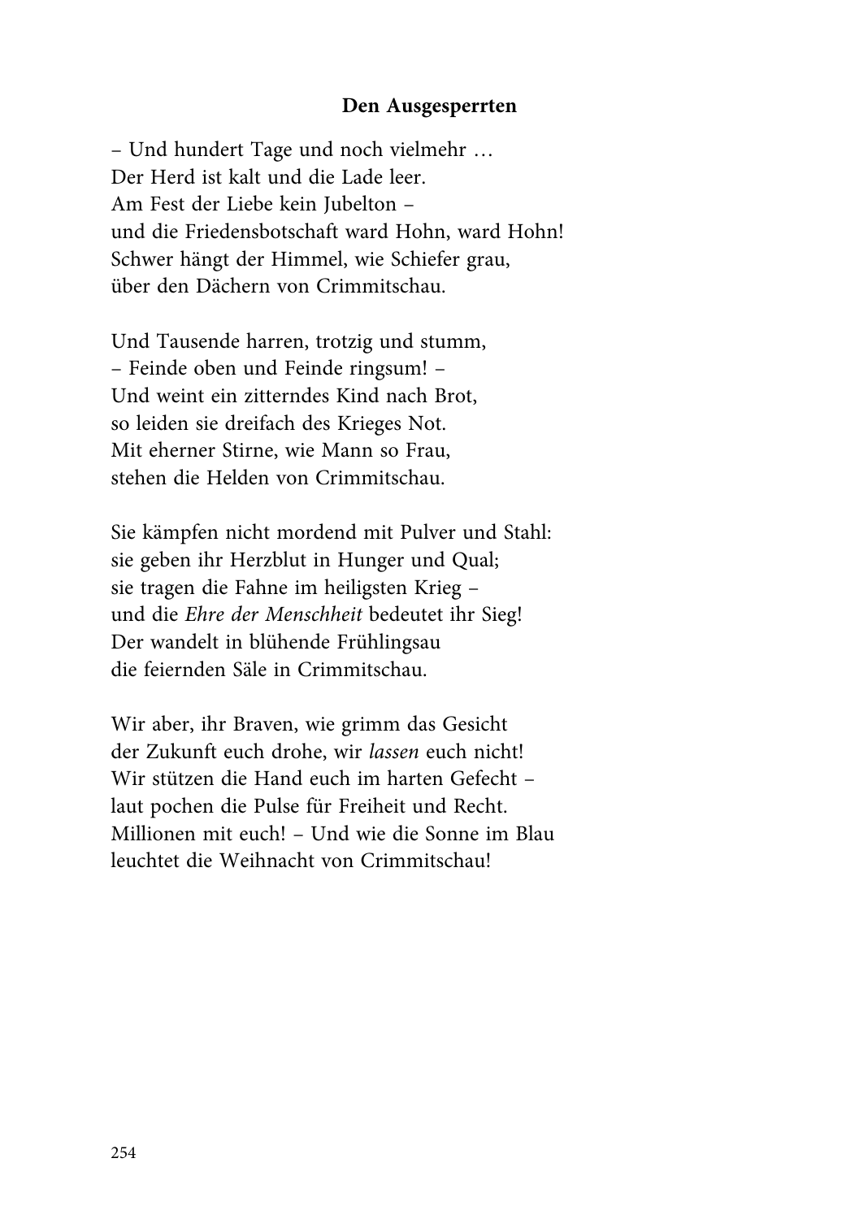**Den Ausgesperrten**

– Und hundert Tage und noch vielmehr …  
Der Herd ist kalt und die Lade leer.  
Am Fest der Liebe kein Jubelton –  
und die Friedensbotschaft ward Hohn, ward Hohn!  
Schwer hängt der Himmel, wie Schiefer grau,  
über den Dächern von Crimmitschau.

Und Tausende harren, trotzig und stumm,  
– Feinde oben und Feinde ringsum! –  
Und weint ein zitterndes Kind nach Brot,  
so leiden sie dreifach des Krieges Not.  
Mit eherner Stirne, wie Mann so Frau,  
stehen die Helden von Crimmitschau.

Sie kämpfen nicht mordend mit Pulver und Stahl:  
sie geben ihr Herzblut in Hunger und Qual;  
sie tragen die Fahne im heiligsten Krieg –  
und die *Ehre der Menschheit* bedeutet ihr Sieg!  
Der wandelt in blühende Frühlingsau  
die feiernden Säle in Crimmitschau.

Wir aber, ihr Braven, wie grimm das Gesicht  
der Zukunft euch drohe, wir *lassen* euch nicht!  
Wir stützen die Hand euch im harten Gefecht –  
laut pochen die Pulse für Freiheit und Recht.  
Millionen mit euch! – Und wie die Sonne im Blau  
leuchtet die Weihnacht von Crimmitschau!